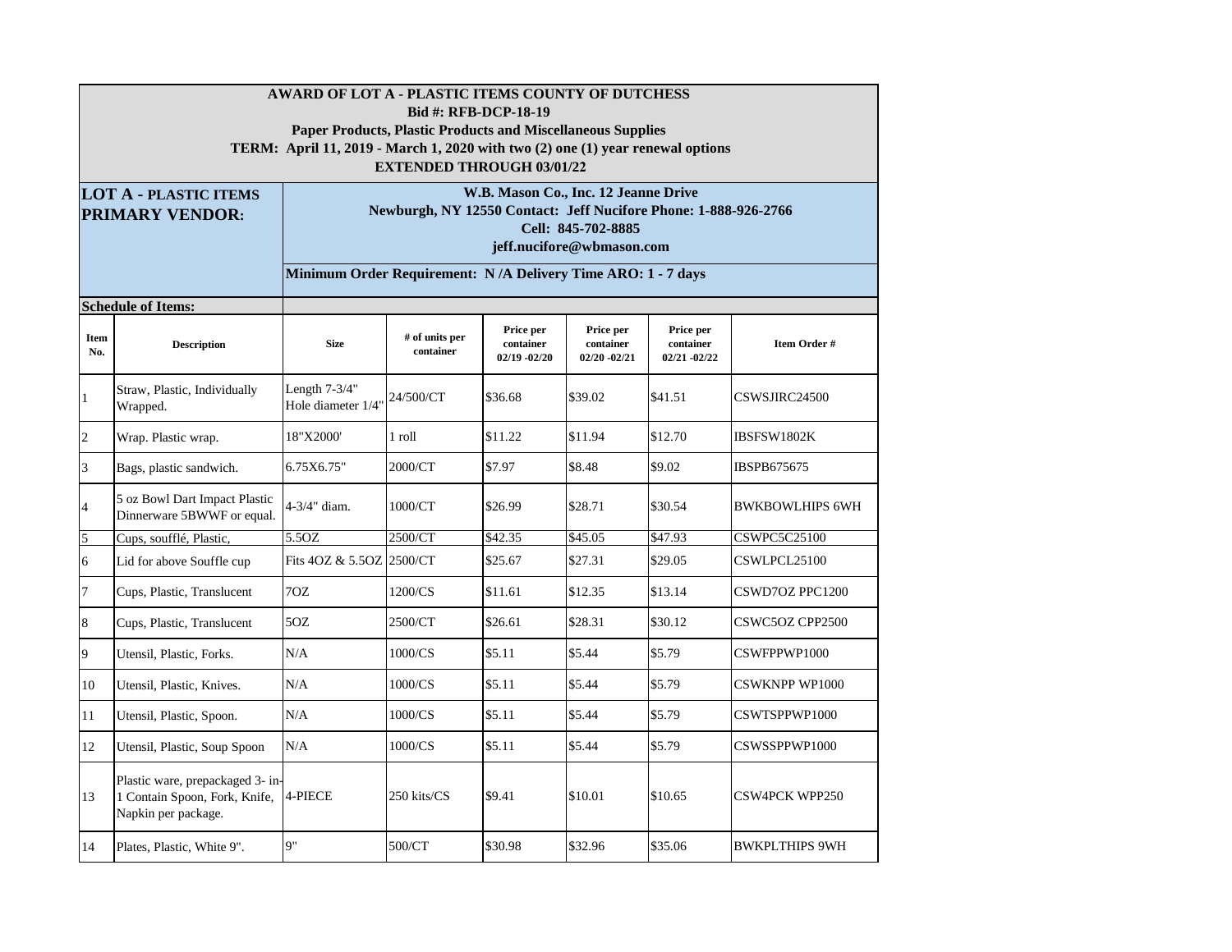**AWARD OF LOT A - PLASTIC ITEMS COUNTY OF DUTCHESS**
**Bid #: RFB-DCP-18-19**
**Paper Products, Plastic Products and Miscellaneous Supplies**
**TERM: April 11, 2019 - March 1, 2020 with two (2) one (1) year renewal options**
**EXTENDED THROUGH 03/01/22**

**LOT A - PLASTIC ITEMS**
**PRIMARY VENDOR:**

**W.B. Mason Co., Inc. 12 Jeanne Drive**
**Newburgh, NY 12550 Contact: Jeff Nucifore Phone: 1-888-926-2766**
**Cell: 845-702-8885**
**jeff.nucifore@wbmason.com**

**Minimum Order Requirement: N /A Delivery Time ARO: 1 - 7 days**

**Schedule of Items:**

| Item No. | Description | Size | # of units per container | Price per container 02/19 -02/20 | Price per container 02/20 -02/21 | Price per container 02/21 -02/22 | Item Order # |
|---|---|---|---|---|---|---|---|
| 1 | Straw, Plastic, Individually Wrapped. | Length 7-3/4" Hole diameter 1/4" | 24/500/CT | $36.68 | $39.02 | $41.51 | CSWSJIRC24500 |
| 2 | Wrap. Plastic wrap. | 18"X2000' | 1 roll | $11.22 | $11.94 | $12.70 | IBSFSW1802K |
| 3 | Bags, plastic sandwich. | 6.75X6.75" | 2000/CT | $7.97 | $8.48 | $9.02 | IBSPB675675 |
| 4 | 5 oz Bowl Dart Impact Plastic Dinnerware 5BWWF or equal. | 4-3/4" diam. | 1000/CT | $26.99 | $28.71 | $30.54 | BWKBOWLHIPS 6WH |
| 5 | Cups, soufflé, Plastic, | 5.5OZ | 2500/CT | $42.35 | $45.05 | $47.93 | CSWPC5C25100 |
| 6 | Lid for above Souffle cup | Fits 4OZ & 5.5OZ | 2500/CT | $25.67 | $27.31 | $29.05 | CSWLPCL25100 |
| 7 | Cups, Plastic, Translucent | 7OZ | 1200/CS | $11.61 | $12.35 | $13.14 | CSWD7OZ PPC1200 |
| 8 | Cups, Plastic, Translucent | 5OZ | 2500/CT | $26.61 | $28.31 | $30.12 | CSWC5OZ CPP2500 |
| 9 | Utensil, Plastic, Forks. | N/A | 1000/CS | $5.11 | $5.44 | $5.79 | CSWFPPWP1000 |
| 10 | Utensil, Plastic, Knives. | N/A | 1000/CS | $5.11 | $5.44 | $5.79 | CSWKNPP WP1000 |
| 11 | Utensil, Plastic, Spoon. | N/A | 1000/CS | $5.11 | $5.44 | $5.79 | CSWTSPPWP1000 |
| 12 | Utensil, Plastic, Soup Spoon | N/A | 1000/CS | $5.11 | $5.44 | $5.79 | CSWSSPPWP1000 |
| 13 | Plastic ware, prepackaged 3- in-1 Contain Spoon, Fork, Knife, Napkin per package. | 4-PIECE | 250 kits/CS | $9.41 | $10.01 | $10.65 | CSW4PCK WPP250 |
| 14 | Plates, Plastic, White 9". | 9" | 500/CT | $30.98 | $32.96 | $35.06 | BWKPLTHIPS 9WH |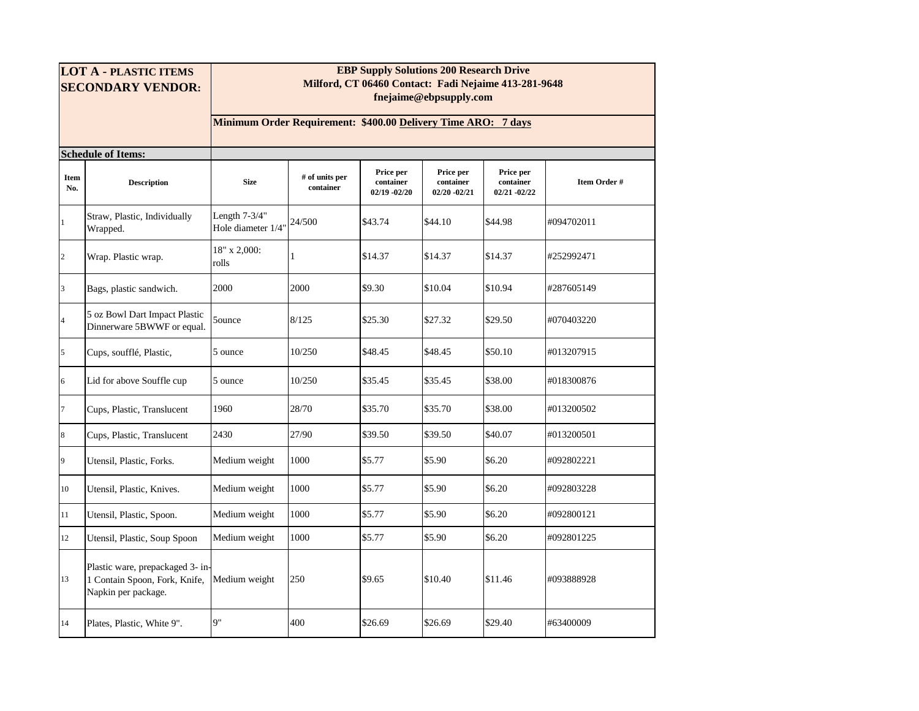| **LOT A - PLASTIC ITEMS SECONDARY VENDOR:** | | **EBP Supply Solutions 200 Research Drive Milford, CT 06460 Contact: Fadi Nejaime 413-281-9648 fnejaime@ebpsupply.com** | | | | | |
|---|---|---|---|---|---|---|---|
| | | **Minimum Order Requirement: $400.00 Delivery Time ARO: 7 days** | | | | | |
| **Schedule of Items:** | | | | | | | |
| **Item No.** | **Description** | **Size** | **# of units per container** | **Price per container 02/19 -02/20** | **Price per container 02/20 -02/21** | **Price per container 02/21 -02/22** | **Item Order #** |
| 1 | Straw, Plastic, Individually Wrapped. | Length 7-3/4" Hole diameter 1/4" | 24/500 | $43.74 | $44.10 | $44.98 | #094702011 |
| 2 | Wrap. Plastic wrap. | 18" x 2,000: rolls | 1 | $14.37 | $14.37 | $14.37 | #252992471 |
| 3 | Bags, plastic sandwich. | 2000 | 2000 | $9.30 | $10.04 | $10.94 | #287605149 |
| 4 | 5 oz Bowl Dart Impact Plastic Dinnerware 5BWWF or equal. | 5ounce | 8/125 | $25.30 | $27.32 | $29.50 | #070403220 |
| 5 | Cups, soufflé, Plastic, | 5 ounce | 10/250 | $48.45 | $48.45 | $50.10 | #013207915 |
| 6 | Lid for above Souffle cup | 5 ounce | 10/250 | $35.45 | $35.45 | $38.00 | #018300876 |
| 7 | Cups, Plastic, Translucent | 1960 | 28/70 | $35.70 | $35.70 | $38.00 | #013200502 |
| 8 | Cups, Plastic, Translucent | 2430 | 27/90 | $39.50 | $39.50 | $40.07 | #013200501 |
| 9 | Utensil, Plastic, Forks. | Medium weight | 1000 | $5.77 | $5.90 | $6.20 | #092802221 |
| 10 | Utensil, Plastic, Knives. | Medium weight | 1000 | $5.77 | $5.90 | $6.20 | #092803228 |
| 11 | Utensil, Plastic, Spoon. | Medium weight | 1000 | $5.77 | $5.90 | $6.20 | #092800121 |
| 12 | Utensil, Plastic, Soup Spoon | Medium weight | 1000 | $5.77 | $5.90 | $6.20 | #092801225 |
| 13 | Plastic ware, prepackaged 3- in-1 Contain Spoon, Fork, Knife, Napkin per package. | Medium weight | 250 | $9.65 | $10.40 | $11.46 | #093888928 |
| 14 | Plates, Plastic, White 9". | 9" | 400 | $26.69 | $26.69 | $29.40 | #63400009 |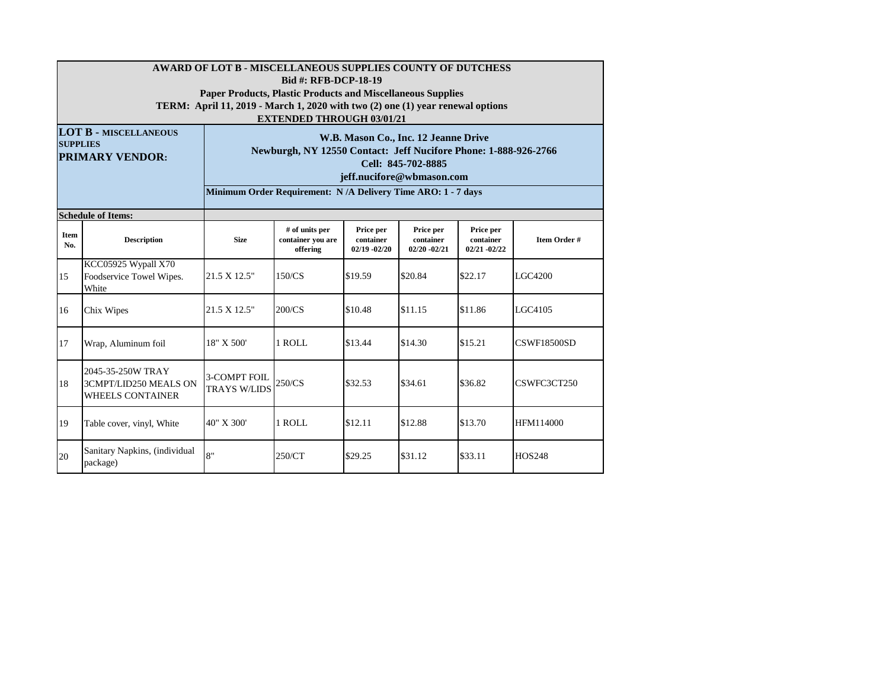**AWARD OF LOT B - MISCELLANEOUS SUPPLIES COUNTY OF DUTCHESS**
**Bid #: RFB-DCP-18-19**
**Paper Products, Plastic Products and Miscellaneous Supplies**
**TERM: April 11, 2019 - March 1, 2020 with two (2) one (1) year renewal options**
**EXTENDED THROUGH 03/01/21**

**LOT B - MISCELLANEOUS SUPPLIES**
**PRIMARY VENDOR:**

**W.B. Mason Co., Inc. 12 Jeanne Drive**
**Newburgh, NY 12550 Contact: Jeff Nucifore Phone: 1-888-926-2766**
**Cell: 845-702-8885**
**jeff.nucifore@wbmason.com**

**Minimum Order Requirement: N /A Delivery Time ARO: 1 - 7 days**

**Schedule of Items:**

| Item No. | Description | Size | # of units per container you are offering | Price per container 02/19 -02/20 | Price per container 02/20 -02/21 | Price per container 02/21 -02/22 | Item Order # |
|---|---|---|---|---|---|---|---|
| 15 | KCC05925 Wypall X70 Foodservice Towel Wipes. White | 21.5 X 12.5" | 150/CS | $19.59 | $20.84 | $22.17 | LGC4200 |
| 16 | Chix Wipes | 21.5 X 12.5" | 200/CS | $10.48 | $11.15 | $11.86 | LGC4105 |
| 17 | Wrap, Aluminum foil | 18" X 500' | 1 ROLL | $13.44 | $14.30 | $15.21 | CSWF18500SD |
| 18 | 2045-35-250W TRAY 3CMPT/LID250 MEALS ON WHEELS CONTAINER | 3-COMPT FOIL TRAYS W/LIDS | 250/CS | $32.53 | $34.61 | $36.82 | CSWFC3CT250 |
| 19 | Table cover, vinyl, White | 40" X 300' | 1 ROLL | $12.11 | $12.88 | $13.70 | HFM114000 |
| 20 | Sanitary Napkins, (individual package) | 8" | 250/CT | $29.25 | $31.12 | $33.11 | HOS248 |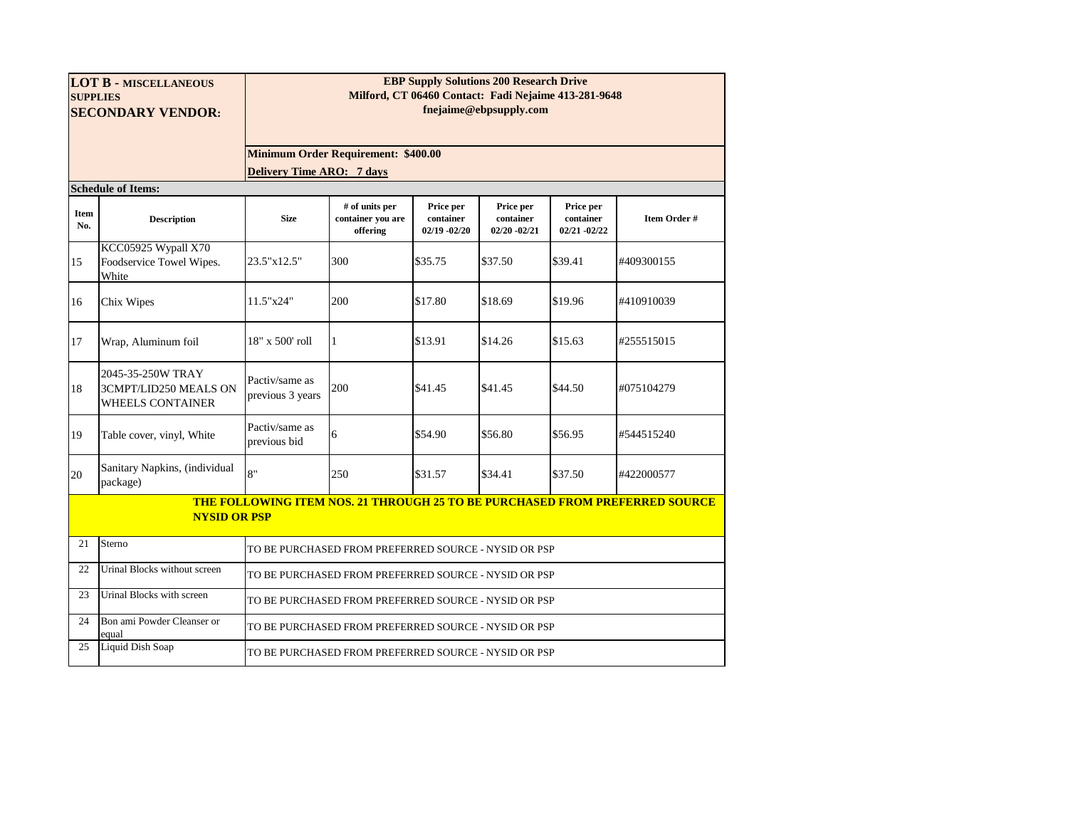**LOT B - MISCELLANEOUS SUPPLIES**

**SECONDARY VENDOR:**

**EBP Supply Solutions 200 Research Drive**
**Milford, CT 06460 Contact: Fadi Nejaime 413-281-9648**
**fnejaime@ebpsupply.com**

**Minimum Order Requirement: $400.00**

**Delivery Time ARO: 7 days**

**Schedule of Items:**

| Item No. | Description | Size | # of units per container you are offering | Price per container 02/19 -02/20 | Price per container 02/20 -02/21 | Price per container 02/21 -02/22 | Item Order # |
|---|---|---|---|---|---|---|---|
| 15 | KCC05925 Wypall X70 Foodservice Towel Wipes. White | 23.5"x12.5" | 300 | $35.75 | $37.50 | $39.41 | #409300155 |
| 16 | Chix Wipes | 11.5"x24" | 200 | $17.80 | $18.69 | $19.96 | #410910039 |
| 17 | Wrap, Aluminum foil | 18" x 500' roll | 1 | $13.91 | $14.26 | $15.63 | #255515015 |
| 18 | 2045-35-250W TRAY 3CMPT/LID250 MEALS ON WHEELS CONTAINER | Pactiv/same as previous 3 years | 200 | $41.45 | $41.45 | $44.50 | #075104279 |
| 19 | Table cover, vinyl, White | Pactiv/same as previous bid | 6 | $54.90 | $56.80 | $56.95 | #544515240 |
| 20 | Sanitary Napkins, (individual package) | 8" | 250 | $31.57 | $34.41 | $37.50 | #422000577 |
| **THE FOLLOWING ITEM NOS. 21 THROUGH 25 TO BE PURCHASED FROM PREFERRED SOURCE NYSID OR PSP** | | | | | | | |
| 21 | Sterno | TO BE PURCHASED FROM PREFERRED SOURCE - NYSID OR PSP | | | | | |
| 22 | Urinal Blocks without screen | TO BE PURCHASED FROM PREFERRED SOURCE - NYSID OR PSP | | | | | |
| 23 | Urinal Blocks with screen | TO BE PURCHASED FROM PREFERRED SOURCE - NYSID OR PSP | | | | | |
| 24 | Bon ami Powder Cleanser or equal | TO BE PURCHASED FROM PREFERRED SOURCE - NYSID OR PSP | | | | | |
| 25 | Liquid Dish Soap | TO BE PURCHASED FROM PREFERRED SOURCE - NYSID OR PSP | | | | | |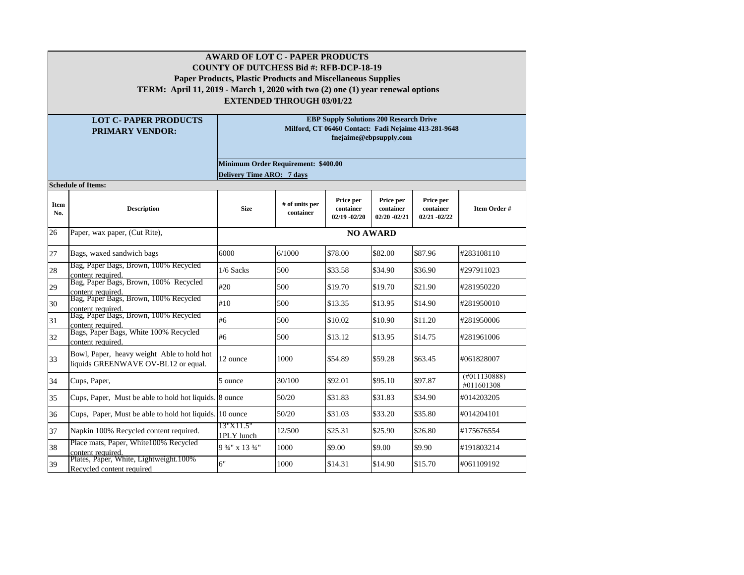# AWARD OF LOT C - PAPER PRODUCTS
## COUNTY OF DUTCHESS Bid #: RFB-DCP-18-19
### Paper Products, Plastic Products and Miscellaneous Supplies
### TERM: April 11, 2019 - March 1, 2020 with two (2) one (1) year renewal options
### EXTENDED THROUGH 03/01/22

**LOT C- PAPER PRODUCTS PRIMARY VENDOR:**

**EBP Supply Solutions 200 Research Drive Milford, CT 06460 Contact: Fadi Nejaime 413-281-9648 fnejaime@ebpsupply.com**

**Minimum Order Requirement: $400.00**

**Delivery Time ARO: 7 days**

**Schedule of Items:**

| Item No. | Description | Size | # of units per container | Price per container 02/19 -02/20 | Price per container 02/20 -02/21 | Price per container 02/21 -02/22 | Item Order # |
|---|---|---|---|---|---|---|---|
| 26 | Paper, wax paper, (Cut Rite), | **NO AWARD** | | | | | |
| 27 | Bags, waxed sandwich bags | 6000 | 6/1000 | $78.00 | $82.00 | $87.96 | #283108110 |
| 28 | Bag, Paper Bags, Brown, 100% Recycled content required. | 1/6 Sacks | 500 | $33.58 | $34.90 | $36.90 | #297911023 |
| 29 | Bag, Paper Bags, Brown, 100% Recycled content required. | #20 | 500 | $19.70 | $19.70 | $21.90 | #281950220 |
| 30 | Bag, Paper Bags, Brown, 100% Recycled content required. | #10 | 500 | $13.35 | $13.95 | $14.90 | #281950010 |
| 31 | Bag, Paper Bags, Brown, 100% Recycled content required. | #6 | 500 | $10.02 | $10.90 | $11.20 | #281950006 |
| 32 | Bags, Paper Bags, White 100% Recycled content required. | #6 | 500 | $13.12 | $13.95 | $14.75 | #281961006 |
| 33 | Bowl, Paper, heavy weight Able to hold hot liquids GREENWAVE OV-BL12 or equal. | 12 ounce | 1000 | $54.89 | $59.28 | $63.45 | #061828007 |
| 34 | Cups, Paper, | 5 ounce | 30/100 | $92.01 | $95.10 | $97.87 | (#011130888) #011601308 |
| 35 | Cups, Paper, Must be able to hold hot liquids. | 8 ounce | 50/20 | $31.83 | $31.83 | $34.90 | #014203205 |
| 36 | Cups, Paper, Must be able to hold hot liquids. | 10 ounce | 50/20 | $31.03 | $33.20 | $35.80 | #014204101 |
| 37 | Napkin 100% Recycled content required. | 13"X11.5" 1PLY lunch | 12/500 | $25.31 | $25.90 | $26.80 | #175676554 |
| 38 | Place mats, Paper, White100% Recycled content required. | 9 ¾" x 13 ¾" | 1000 | $9.00 | $9.00 | $9.90 | #191803214 |
| 39 | Plates, Paper, White, Lightweight.100% Recycled content required | 6" | 1000 | $14.31 | $14.90 | $15.70 | #061109192 |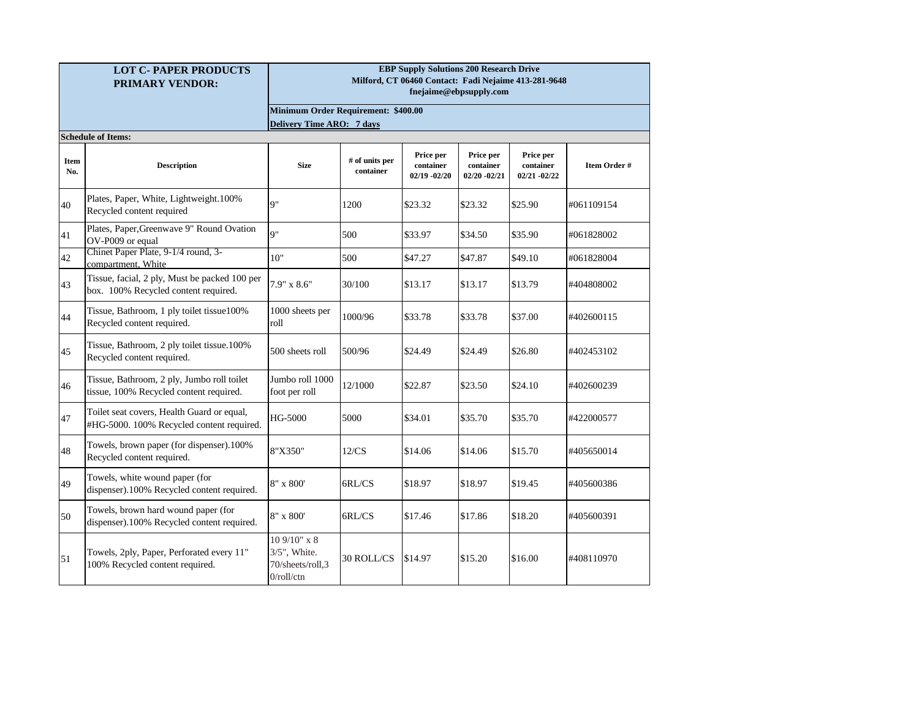| **LOT C- PAPER PRODUCTS PRIMARY VENDOR:** | | **EBP Supply Solutions 200 Research Drive Milford, CT 06460 Contact: Fadi Nejaime 413-281-9648 fnejaime@ebpsupply.com** | | | | | |
|---|---|---|---|---|---|---|---|
| | | **Minimum Order Requirement: $400.00** **Delivery Time ARO: 7 days** | | | | | |
| **Schedule of Items:** | | | | | | | |
| **Item No.** | **Description** | **Size** | **# of units per container** | **Price per container 02/19 -02/20** | **Price per container 02/20 -02/21** | **Price per container 02/21 -02/22** | **Item Order #** |
| 40 | Plates, Paper, White, Lightweight.100% Recycled content required | 9" | 1200 | $23.32 | $23.32 | $25.90 | #061109154 |
| 41 | Plates, Paper,Greenwave 9" Round Ovation OV-P009 or equal | 9" | 500 | $33.97 | $34.50 | $35.90 | #061828002 |
| 42 | Chinet Paper Plate, 9-1/4 round, 3-compartment, White | 10" | 500 | $47.27 | $47.87 | $49.10 | #061828004 |
| 43 | Tissue, facial, 2 ply, Must be packed 100 per box. 100% Recycled content required. | 7.9" x 8.6" | 30/100 | $13.17 | $13.17 | $13.79 | #404808002 |
| 44 | Tissue, Bathroom, 1 ply toilet tissue100% Recycled content required. | 1000 sheets per roll | 1000/96 | $33.78 | $33.78 | $37.00 | #402600115 |
| 45 | Tissue, Bathroom, 2 ply toilet tissue.100% Recycled content required. | 500 sheets roll | 500/96 | $24.49 | $24.49 | $26.80 | #402453102 |
| 46 | Tissue, Bathroom, 2 ply, Jumbo roll toilet tissue, 100% Recycled content required. | Jumbo roll 1000 foot per roll | 12/1000 | $22.87 | $23.50 | $24.10 | #402600239 |
| 47 | Toilet seat covers, Health Guard or equal, #HG-5000. 100% Recycled content required. | HG-5000 | 5000 | $34.01 | $35.70 | $35.70 | #422000577 |
| 48 | Towels, brown paper (for dispenser).100% Recycled content required. | 8"X350" | 12/CS | $14.06 | $14.06 | $15.70 | #405650014 |
| 49 | Towels, white wound paper (for dispenser).100% Recycled content required. | 8" x 800' | 6RL/CS | $18.97 | $18.97 | $19.45 | #405600386 |
| 50 | Towels, brown hard wound paper (for dispenser).100% Recycled content required. | 8" x 800' | 6RL/CS | $17.46 | $17.86 | $18.20 | #405600391 |
| 51 | Towels, 2ply, Paper, Perforated every 11" 100% Recycled content required. | 10 9/10" x 8 3/5", White. 70/sheets/roll,30/roll/ctn | 30 ROLL/CS | $14.97 | $15.20 | $16.00 | #408110970 |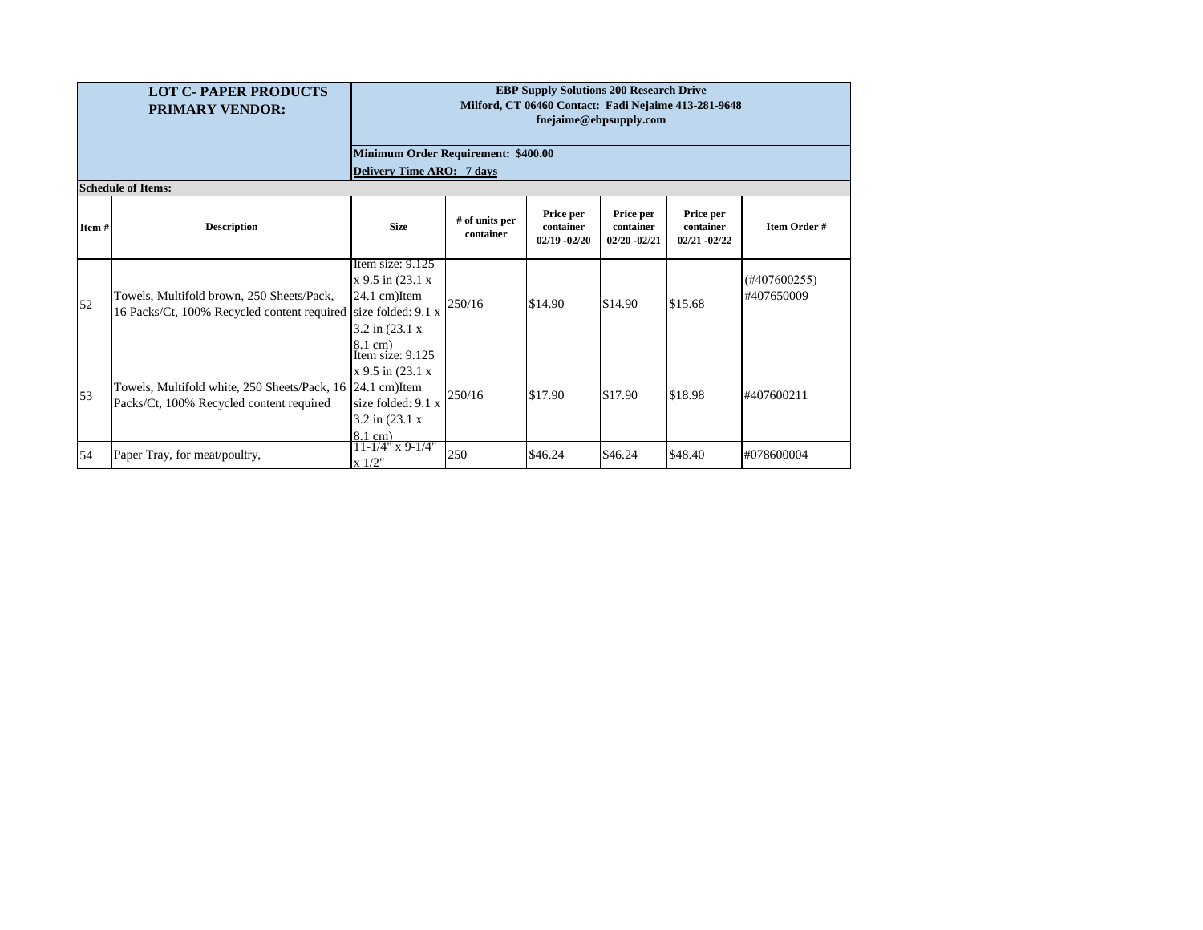| **LOT C- PAPER PRODUCTS PRIMARY VENDOR:** | | **EBP Supply Solutions 200 Research Drive Milford, CT 06460 Contact: Fadi Nejaime 413-281-9648 fnejaime@ebpsupply.com** | | | | | |
|---|---|---|---|---|---|---|---|
| | | **Minimum Order Requirement: $400.00** | | | | | |
| | | **Delivery Time ARO: 7 days** | | | | | |
| **Schedule of Items:** | | | | | | | |
| **Item #** | **Description** | **Size** | **# of units per container** | **Price per container 02/19 -02/20** | **Price per container 02/20 -02/21** | **Price per container 02/21 -02/22** | **Item Order #** |
| 52 | Towels, Multifold brown, 250 Sheets/Pack, 16 Packs/Ct, 100% Recycled content required | Item size: 9.125 x 9.5 in (23.1 x 24.1 cm)Item size folded: 9.1 x 3.2 in (23.1 x 8.1 cm) | 250/16 | $14.90 | $14.90 | $15.68 | (#407600255) #407650009 |
| 53 | Towels, Multifold white, 250 Sheets/Pack, 16 Packs/Ct, 100% Recycled content required | Item size: 9.125 x 9.5 in (23.1 x 24.1 cm)Item size folded: 9.1 x 3.2 in (23.1 x 8.1 cm) | 250/16 | $17.90 | $17.90 | $18.98 | #407600211 |
| 54 | Paper Tray, for meat/poultry, | 11-1/4" x 9-1/4" x 1/2" | 250 | $46.24 | $46.24 | $48.40 | #078600004 |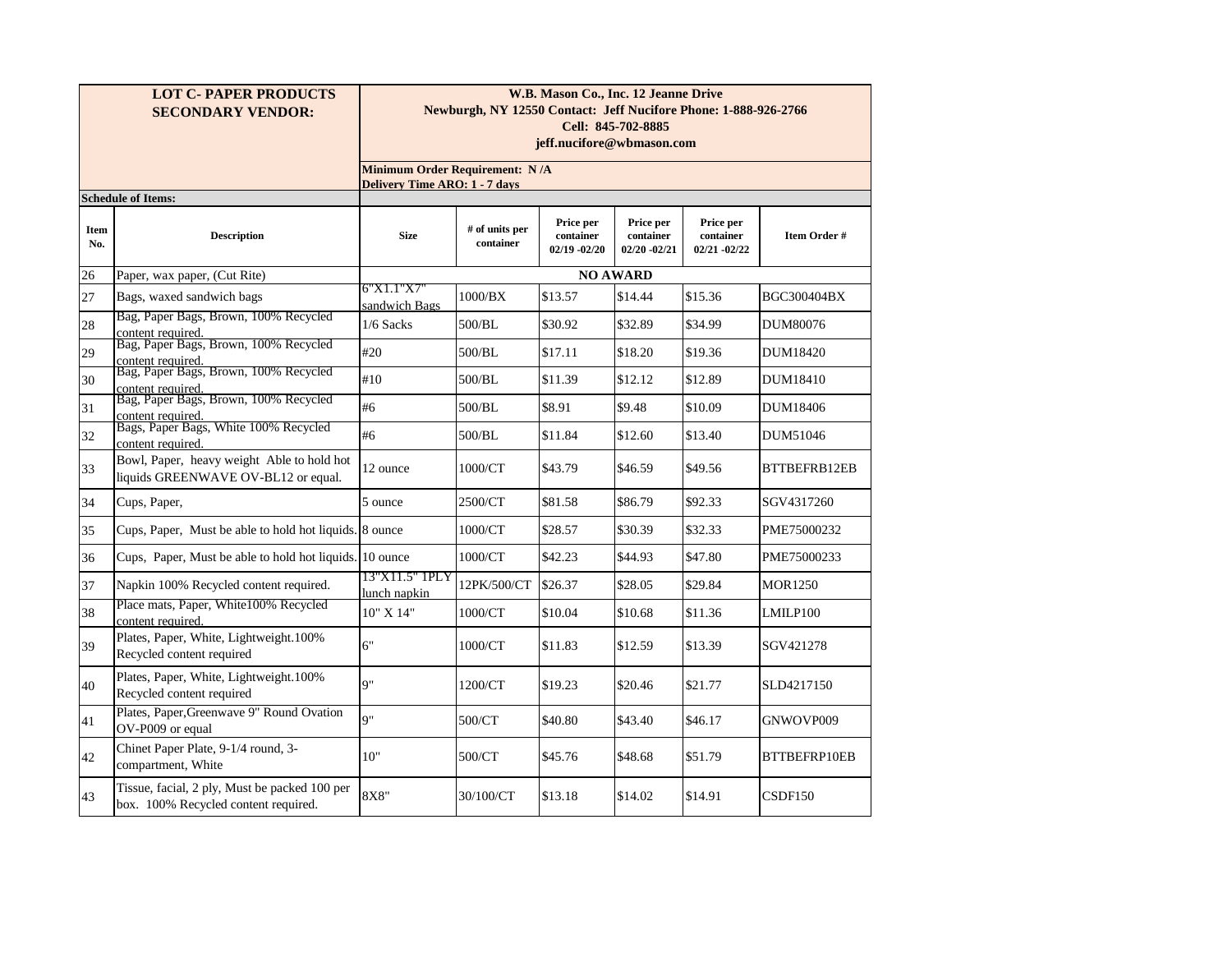| LOT C- PAPER PRODUCTS SECONDARY VENDOR: | | W.B. Mason Co., Inc. 12 Jeanne Drive Newburgh, NY 12550 Contact: Jeff Nucifore Phone: 1-888-926-2766 Cell: 845-702-8885 jeff.nucifore@wbmason.com | | | | | |
|---|---|---|---|---|---|---|---|
| | | Minimum Order Requirement: N /A Delivery Time ARO: 1 - 7 days | | | | | |
| Schedule of Items: | | | | | | | |
| Item No. | Description | Size | # of units per container | Price per container 02/19 -02/20 | Price per container 02/20 -02/21 | Price per container 02/21 -02/22 | Item Order # |
| 26 | Paper, wax paper, (Cut Rite) | NO AWARD | | | | | |
| 27 | Bags, waxed sandwich bags | 6"X1.1"X7" sandwich Bags | 1000/BX | $13.57 | $14.44 | $15.36 | BGC300404BX |
| 28 | Bag, Paper Bags, Brown, 100% Recycled content required. | 1/6 Sacks | 500/BL | $30.92 | $32.89 | $34.99 | DUM80076 |
| 29 | Bag, Paper Bags, Brown, 100% Recycled content required. | #20 | 500/BL | $17.11 | $18.20 | $19.36 | DUM18420 |
| 30 | Bag, Paper Bags, Brown, 100% Recycled content required. | #10 | 500/BL | $11.39 | $12.12 | $12.89 | DUM18410 |
| 31 | Bag, Paper Bags, Brown, 100% Recycled content required. | #6 | 500/BL | $8.91 | $9.48 | $10.09 | DUM18406 |
| 32 | Bags, Paper Bags, White 100% Recycled content required. | #6 | 500/BL | $11.84 | $12.60 | $13.40 | DUM51046 |
| 33 | Bowl, Paper, heavy weight Able to hold hot liquids GREENWAVE OV-BL12 or equal. | 12 ounce | 1000/CT | $43.79 | $46.59 | $49.56 | BTTBEFRB12EB |
| 34 | Cups, Paper, | 5 ounce | 2500/CT | $81.58 | $86.79 | $92.33 | SGV4317260 |
| 35 | Cups, Paper, Must be able to hold hot liquids. | 8 ounce | 1000/CT | $28.57 | $30.39 | $32.33 | PME75000232 |
| 36 | Cups, Paper, Must be able to hold hot liquids. | 10 ounce | 1000/CT | $42.23 | $44.93 | $47.80 | PME75000233 |
| 37 | Napkin 100% Recycled content required. | 13"X11.5" 1PLY lunch napkin | 12PK/500/CT | $26.37 | $28.05 | $29.84 | MOR1250 |
| 38 | Place mats, Paper, White100% Recycled content required. | 10" X 14" | 1000/CT | $10.04 | $10.68 | $11.36 | LMILP100 |
| 39 | Plates, Paper, White, Lightweight.100% Recycled content required | 6" | 1000/CT | $11.83 | $12.59 | $13.39 | SGV421278 |
| 40 | Plates, Paper, White, Lightweight.100% Recycled content required | 9" | 1200/CT | $19.23 | $20.46 | $21.77 | SLD4217150 |
| 41 | Plates, Paper,Greenwave 9" Round Ovation OV-P009 or equal | 9" | 500/CT | $40.80 | $43.40 | $46.17 | GNWOVP009 |
| 42 | Chinet Paper Plate, 9-1/4 round, 3-compartment, White | 10" | 500/CT | $45.76 | $48.68 | $51.79 | BTTBEFRP10EB |
| 43 | Tissue, facial, 2 ply, Must be packed 100 per box. 100% Recycled content required. | 8X8" | 30/100/CT | $13.18 | $14.02 | $14.91 | CSDF150 |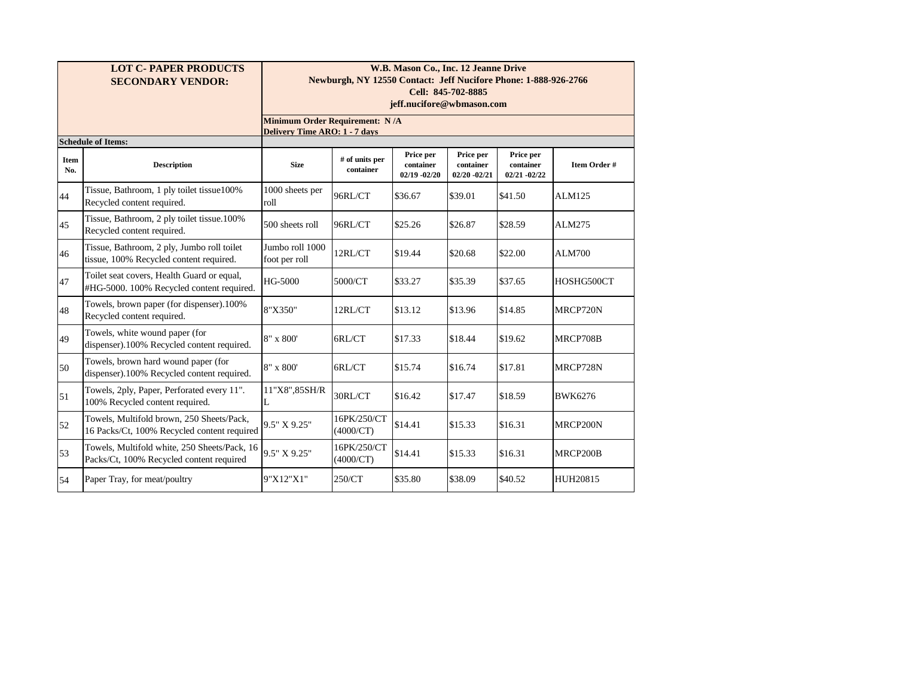| **LOT C- PAPER PRODUCTS SECONDARY VENDOR:** | | **W.B. Mason Co., Inc. 12 Jeanne Drive Newburgh, NY 12550 Contact: Jeff Nucifore Phone: 1-888-926-2766 Cell: 845-702-8885 jeff.nucifore@wbmason.com** | | | | | |
|---|---|---|---|---|---|---|---|
| | | **Minimum Order Requirement: N /A Delivery Time ARO: 1 - 7 days** | | | | | |
| **Schedule of Items:** | | | | | | | |
| **Item No.** | **Description** | **Size** | **# of units per container** | **Price per container 02/19 -02/20** | **Price per container 02/20 -02/21** | **Price per container 02/21 -02/22** | **Item Order #** |
| 44 | Tissue, Bathroom, 1 ply toilet tissue100% Recycled content required. | 1000 sheets per roll | 96RL/CT | $36.67 | $39.01 | $41.50 | ALM125 |
| 45 | Tissue, Bathroom, 2 ply toilet tissue.100% Recycled content required. | 500 sheets roll | 96RL/CT | $25.26 | $26.87 | $28.59 | ALM275 |
| 46 | Tissue, Bathroom, 2 ply, Jumbo roll toilet tissue, 100% Recycled content required. | Jumbo roll 1000 foot per roll | 12RL/CT | $19.44 | $20.68 | $22.00 | ALM700 |
| 47 | Toilet seat covers, Health Guard or equal, #HG-5000. 100% Recycled content required. | HG-5000 | 5000/CT | $33.27 | $35.39 | $37.65 | HOSHG500CT |
| 48 | Towels, brown paper (for dispenser).100% Recycled content required. | 8"X350" | 12RL/CT | $13.12 | $13.96 | $14.85 | MRCP720N |
| 49 | Towels, white wound paper (for dispenser).100% Recycled content required. | 8" x 800' | 6RL/CT | $17.33 | $18.44 | $19.62 | MRCP708B |
| 50 | Towels, brown hard wound paper (for dispenser).100% Recycled content required. | 8" x 800' | 6RL/CT | $15.74 | $16.74 | $17.81 | MRCP728N |
| 51 | Towels, 2ply, Paper, Perforated every 11". 100% Recycled content required. | 11"X8",85SH/RL | 30RL/CT | $16.42 | $17.47 | $18.59 | BWK6276 |
| 52 | Towels, Multifold brown, 250 Sheets/Pack, 16 Packs/Ct, 100% Recycled content required | 9.5" X 9.25" | 16PK/250/CT (4000/CT) | $14.41 | $15.33 | $16.31 | MRCP200N |
| 53 | Towels, Multifold white, 250 Sheets/Pack, 16 Packs/Ct, 100% Recycled content required | 9.5" X 9.25" | 16PK/250/CT (4000/CT) | $14.41 | $15.33 | $16.31 | MRCP200B |
| 54 | Paper Tray, for meat/poultry | 9"X12"X1" | 250/CT | $35.80 | $38.09 | $40.52 | HUH20815 |